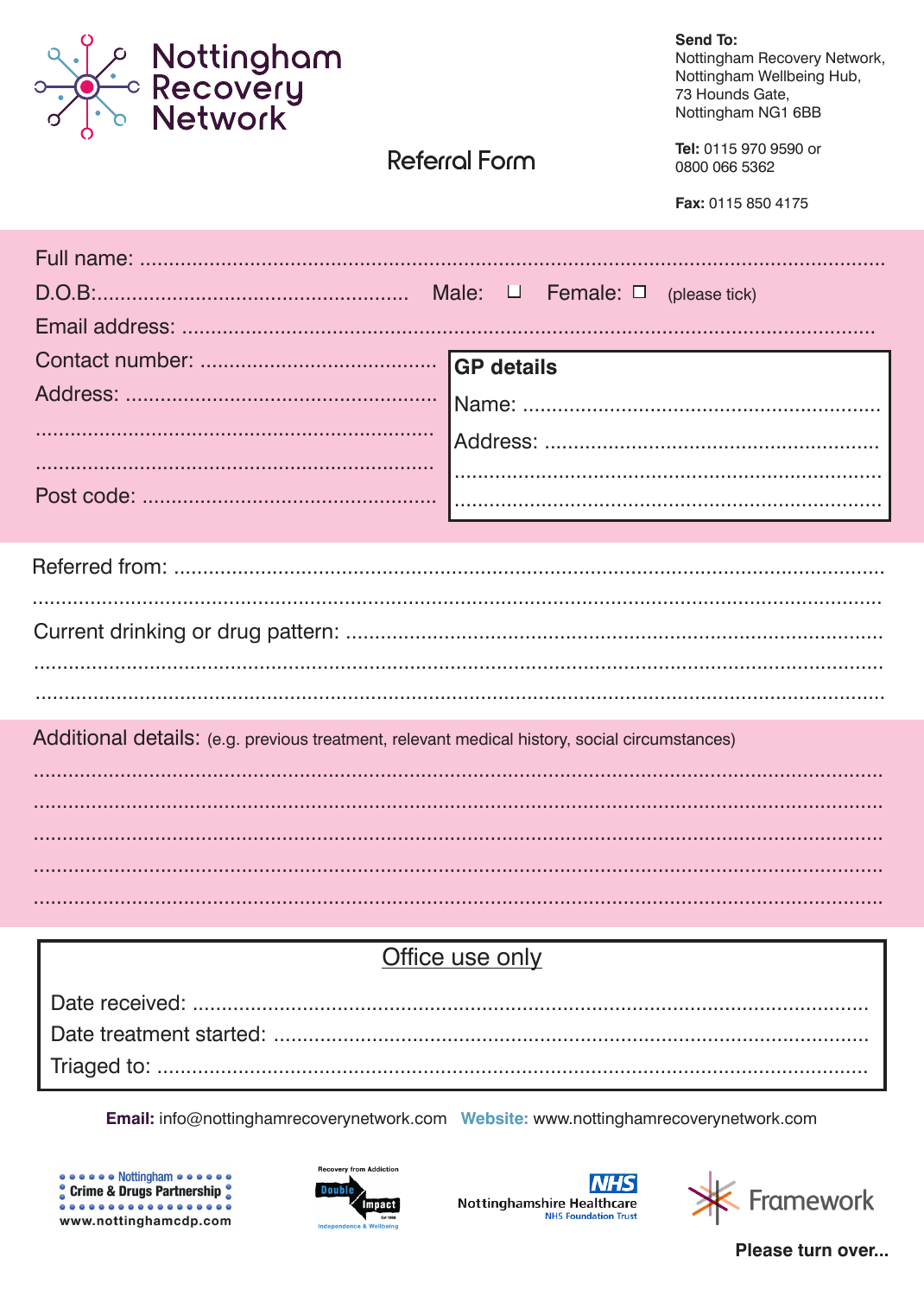# Nottingham Recovery Network

**Send To:**
Nottingham Recovery Network,
Nottingham Wellbeing Hub,
73 Hounds Gate,
Nottingham NG1 6BB

**Tel:** 0115 970 9590 or
0800 066 5362

**Fax:** 0115 850 4175

## Referral Form

Full name: ....................................................................................................................................

D.O.B:.................................................... Male: ☐ Female: ☐ (please tick)

Email address: ..............................................................................................................................

Contact number: ..........................................

Address: ......................................................

...................................................................

...................................................................

Post code: ....................................................

**GP details**

Name: ............................................................

Address: ........................................................

.........................................................................

.........................................................................

Referred from: ................................................................................................................................

.........................................................................................................................................................

Current drinking or drug pattern: ................................................................................................

.........................................................................................................................................................

.........................................................................................................................................................

Additional details: (e.g. previous treatment, relevant medical history, social circumstances)

.........................................................................................................................................................

.........................................................................................................................................................

.........................................................................................................................................................

.........................................................................................................................................................

.........................................................................................................................................................

### Office use only

Date received: ..............................................................................................................................

Date treatment started: ...............................................................................................................

Triaged to: ....................................................................................................................................

**Email:** info@nottinghamrecoverynetwork.com **Website:** www.nottinghamrecoverynetwork.com

Nottingham Crime & Drugs Partnership www.nottinghamcdp.com | Recovery from Addiction Double Impact Independence & Wellbeing | NHS Nottinghamshire Healthcare NHS Foundation Trust | Framework

**Please turn over...**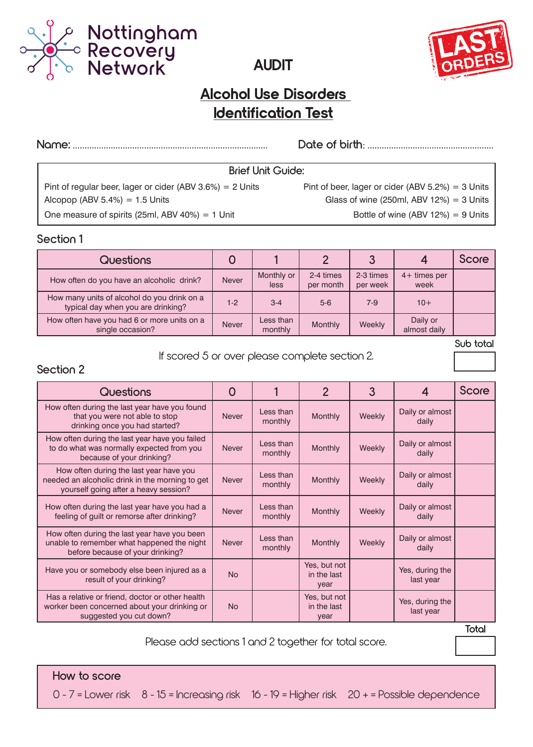Nottingham Recovery Network

# AUDIT

LAST ORDERS

## Alcohol Use Disorders Identification Test

Name: ..................................................................................... Date of birth: ....................................................

| Brief Unit Guide: | |
|---|---|
| Pint of regular beer, lager or cider (ABV 3.6%) = 2 Units | Pint of beer, lager or cider (ABV 5.2%) = 3 Units |
| Alcopop (ABV 5.4%) = 1.5 Units | Glass of wine (250ml, ABV 12%) = 3 Units |
| One measure of spirits (25ml, ABV 40%) = 1 Unit | Bottle of wine (ABV 12%) = 9 Units |

### Section 1

| Questions | 0 | 1 | 2 | 3 | 4 | Score |
|---|---|---|---|---|---|---|
| How often do you have an alcoholic drink? | Never | Monthly or less | 2-4 times per month | 2-3 times per week | 4+ times per week | |
| How many units of alcohol do you drink on a typical day when you are drinking? | 1-2 | 3-4 | 5-6 | 7-9 | 10+ | |
| How often have you had 6 or more units on a single occasion? | Never | Less than monthly | Monthly | Weekly | Daily or almost daily | |

Sub total

If scored 5 or over please complete section 2.

### Section 2

| Questions | 0 | 1 | 2 | 3 | 4 | Score |
|---|---|---|---|---|---|---|
| How often during the last year have you found that you were not able to stop drinking once you had started? | Never | Less than monthly | Monthly | Weekly | Daily or almost daily | |
| How often during the last year have you failed to do what was normally expected from you because of your drinking? | Never | Less than monthly | Monthly | Weekly | Daily or almost daily | |
| How often during the last year have you needed an alcoholic drink in the morning to get yourself going after a heavy session? | Never | Less than monthly | Monthly | Weekly | Daily or almost daily | |
| How often during the last year have you had a feeling of guilt or remorse after drinking? | Never | Less than monthly | Monthly | Weekly | Daily or almost daily | |
| How often during the last year have you been unable to remember what happened the night before because of your drinking? | Never | Less than monthly | Monthly | Weekly | Daily or almost daily | |
| Have you or somebody else been injured as a result of your drinking? | No | | Yes, but not in the last year | | Yes, during the last year | |
| Has a relative or friend, doctor or other health worker been concerned about your drinking or suggested you cut down? | No | | Yes, but not in the last year | | Yes, during the last year | |

Total

Please add sections 1 and 2 together for total score.

**How to score**

0 - 7 = Lower risk    8 - 15 = Increasing risk    16 - 19 = Higher risk    20 + = Possible dependence